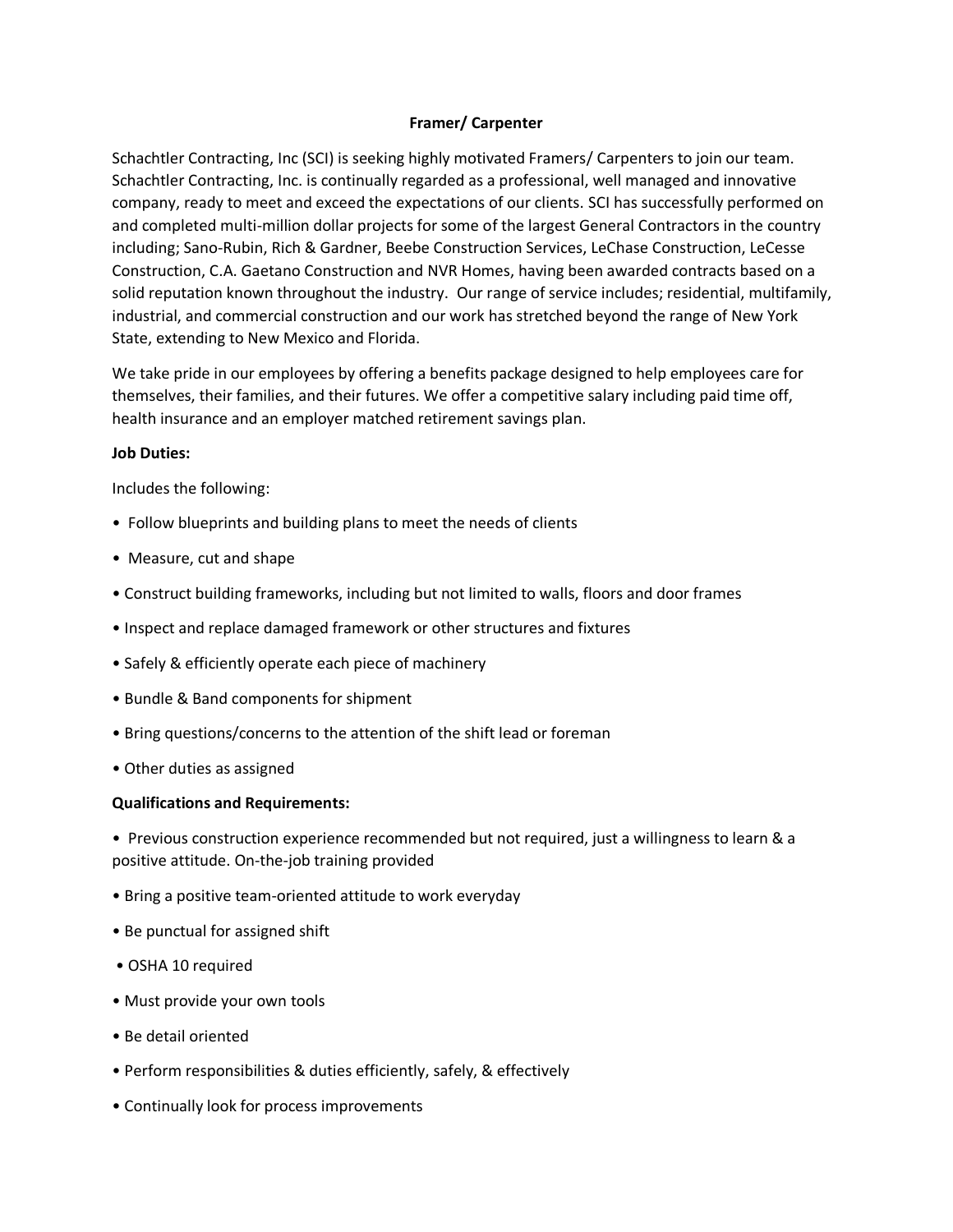# Framer/ Carpenter

Schachtler Contracting, Inc (SCI) is seeking highly motivated Framers/ Carpenters to join our team. Schachtler Contracting, Inc. is continually regarded as a professional, well managed and innovative company, ready to meet and exceed the expectations of our clients. SCI has successfully performed on and completed multi-million dollar projects for some of the largest General Contractors in the country including; Sano-Rubin, Rich & Gardner, Beebe Construction Services, LeChase Construction, LeCesse Construction, C.A. Gaetano Construction and NVR Homes, having been awarded contracts based on a solid reputation known throughout the industry. Our range of service includes; residential, multifamily, industrial, and commercial construction and our work has stretched beyond the range of New York State, extending to New Mexico and Florida.

We take pride in our employees by offering a benefits package designed to help employees care for themselves, their families, and their futures. We offer a competitive salary including paid time off, health insurance and an employer matched retirement savings plan.

**Job Duties:**

Includes the following:

- Follow blueprints and building plans to meet the needs of clients
- Measure, cut and shape
- Construct building frameworks, including but not limited to walls, floors and door frames
- Inspect and replace damaged framework or other structures and fixtures
- Safely & efficiently operate each piece of machinery
- Bundle & Band components for shipment
- Bring questions/concerns to the attention of the shift lead or foreman
- Other duties as assigned

**Qualifications and Requirements:**

- Previous construction experience recommended but not required, just a willingness to learn & a positive attitude. On-the-job training provided
- Bring a positive team-oriented attitude to work everyday
- Be punctual for assigned shift
- OSHA 10 required
- Must provide your own tools
- Be detail oriented
- Perform responsibilities & duties efficiently, safely, & effectively
- Continually look for process improvements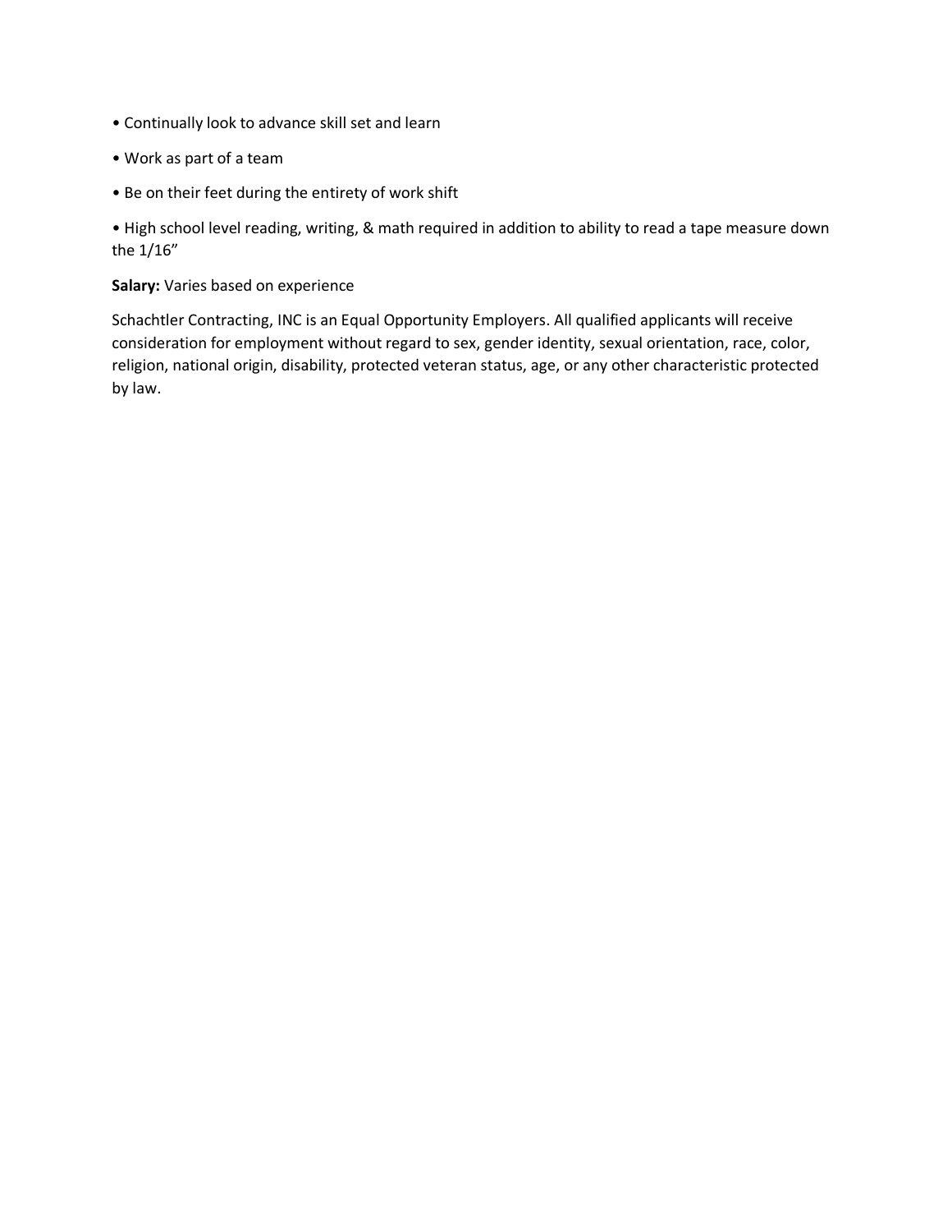- Continually look to advance skill set and learn
- Work as part of a team
- Be on their feet during the entirety of work shift
- High school level reading, writing, & math required in addition to ability to read a tape measure down the 1/16"

**Salary:** Varies based on experience

Schachtler Contracting, INC is an Equal Opportunity Employers. All qualified applicants will receive consideration for employment without regard to sex, gender identity, sexual orientation, race, color, religion, national origin, disability, protected veteran status, age, or any other characteristic protected by law.